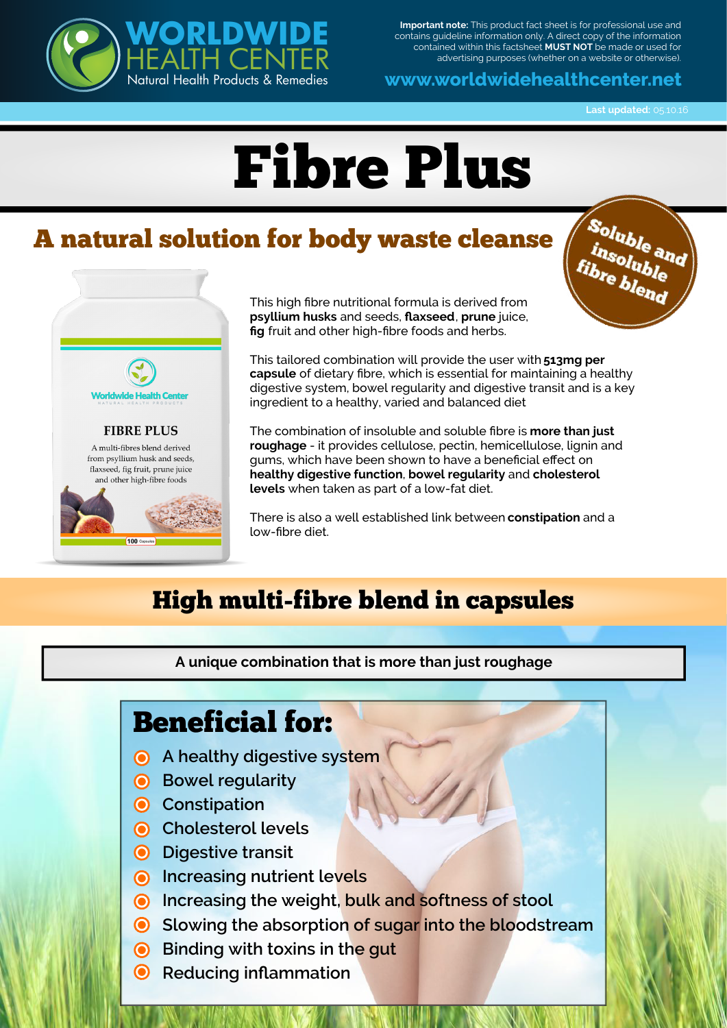**Important note:** This product fact sheet is for professional use and contains guideline information only. A direct copy of the information contained within this factsheet **MUST NOT** be made or used for advertising purposes (whether on a website or otherwise).

**www.worldwidehealthcenter.net**

**Last updated:** 05.10.16

# Fibre Plus

## A natural solution for body waste cleanse

**Soluble and insoluble fibre blend**

This high fibre nutritional formula is derived from **psyllium husks** and seeds, **flaxseed**, **prune** juice, **fig** fruit and other high-fibre foods and herbs.

This tailored combination will provide the user with **513mg per capsule** of dietary fibre, which is essential for maintaining a healthy digestive system, bowel regularity and digestive transit and is a key ingredient to a healthy, varied and balanced diet

The combination of insoluble and soluble fibre is **more than just roughage** - it provides cellulose, pectin, hemicellulose, lignin and gums, which have been shown to have a beneficial effect on **healthy digestive function**, **bowel regularity** and **cholesterol levels** when taken as part of a low-fat diet.

There is also a well established link between **constipation** and a low-fibre diet.

## High multi-fibre blend in capsules

**A unique combination that is more than just roughage**

## Beneficial for:

- A healthy digestive system
- Bowel regularity
- Constipation
- Cholesterol levels
- Digestive transit
- Increasing nutrient levels
- Increasing the weight, bulk and softness of stool
- Slowing the absorption of sugar into the bloodstream
- Binding with toxins in the gut
- Reducing inflammation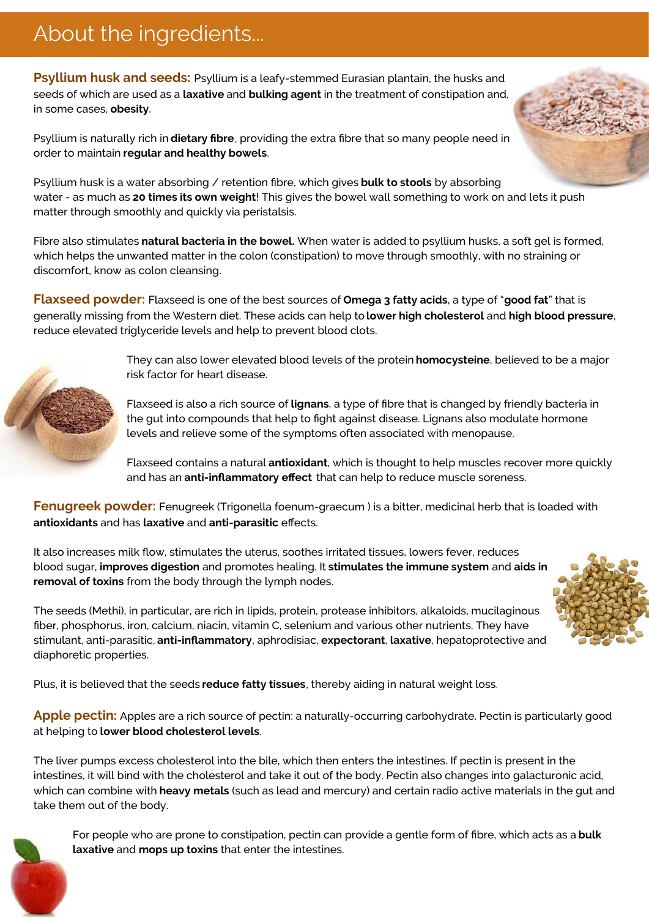# About the ingredients...

**Psyllium husk and seeds:** Psyllium is a leafy-stemmed Eurasian plantain, the husks and seeds of which are used as a **laxative** and **bulking agent** in the treatment of constipation and, in some cases, **obesity**.

Psyllium is naturally rich in **dietary fibre**, providing the extra fibre that so many people need in order to maintain **regular and healthy bowels**.

Psyllium husk is a water absorbing / retention fibre, which gives **bulk to stools** by absorbing water - as much as **20 times its own weight**! This gives the bowel wall something to work on and lets it push matter through smoothly and quickly via peristalsis.

Fibre also stimulates **natural bacteria in the bowel.** When water is added to psyllium husks, a soft gel is formed, which helps the unwanted matter in the colon (constipation) to move through smoothly, with no straining or discomfort, know as colon cleansing.

**Flaxseed powder:** Flaxseed is one of the best sources of **Omega 3 fatty acids**, a type of "**good fat**" that is generally missing from the Western diet. These acids can help to **lower high cholesterol** and **high blood pressure**, reduce elevated triglyceride levels and help to prevent blood clots.

They can also lower elevated blood levels of the protein **homocysteine**, believed to be a major risk factor for heart disease.

Flaxseed is also a rich source of **lignans**, a type of fibre that is changed by friendly bacteria in the gut into compounds that help to fight against disease. Lignans also modulate hormone levels and relieve some of the symptoms often associated with menopause.

Flaxseed contains a natural **antioxidant**, which is thought to help muscles recover more quickly and has an **anti-inflammatory effect** that can help to reduce muscle soreness.

**Fenugreek powder:** Fenugreek (Trigonella foenum-graecum ) is a bitter, medicinal herb that is loaded with **antioxidants** and has **laxative** and **anti-parasitic** effects.

It also increases milk flow, stimulates the uterus, soothes irritated tissues, lowers fever, reduces blood sugar, **improves digestion** and promotes healing. It **stimulates the immune system** and **aids in removal of toxins** from the body through the lymph nodes.

The seeds (Methi), in particular, are rich in lipids, protein, protease inhibitors, alkaloids, mucilaginous fiber, phosphorus, iron, calcium, niacin, vitamin C, selenium and various other nutrients. They have stimulant, anti-parasitic, **anti-inflammatory**, aphrodisiac, **expectorant**, **laxative**, hepatoprotective and diaphoretic properties.

Plus, it is believed that the seeds **reduce fatty tissues**, thereby aiding in natural weight loss.

**Apple pectin:** Apples are a rich source of pectin: a naturally-occurring carbohydrate. Pectin is particularly good at helping to **lower blood cholesterol levels**.

The liver pumps excess cholesterol into the bile, which then enters the intestines. If pectin is present in the intestines, it will bind with the cholesterol and take it out of the body. Pectin also changes into galacturonic acid, which can combine with **heavy metals** (such as lead and mercury) and certain radio active materials in the gut and take them out of the body.

For people who are prone to constipation, pectin can provide a gentle form of fibre, which acts as a **bulk laxative** and **mops up toxins** that enter the intestines.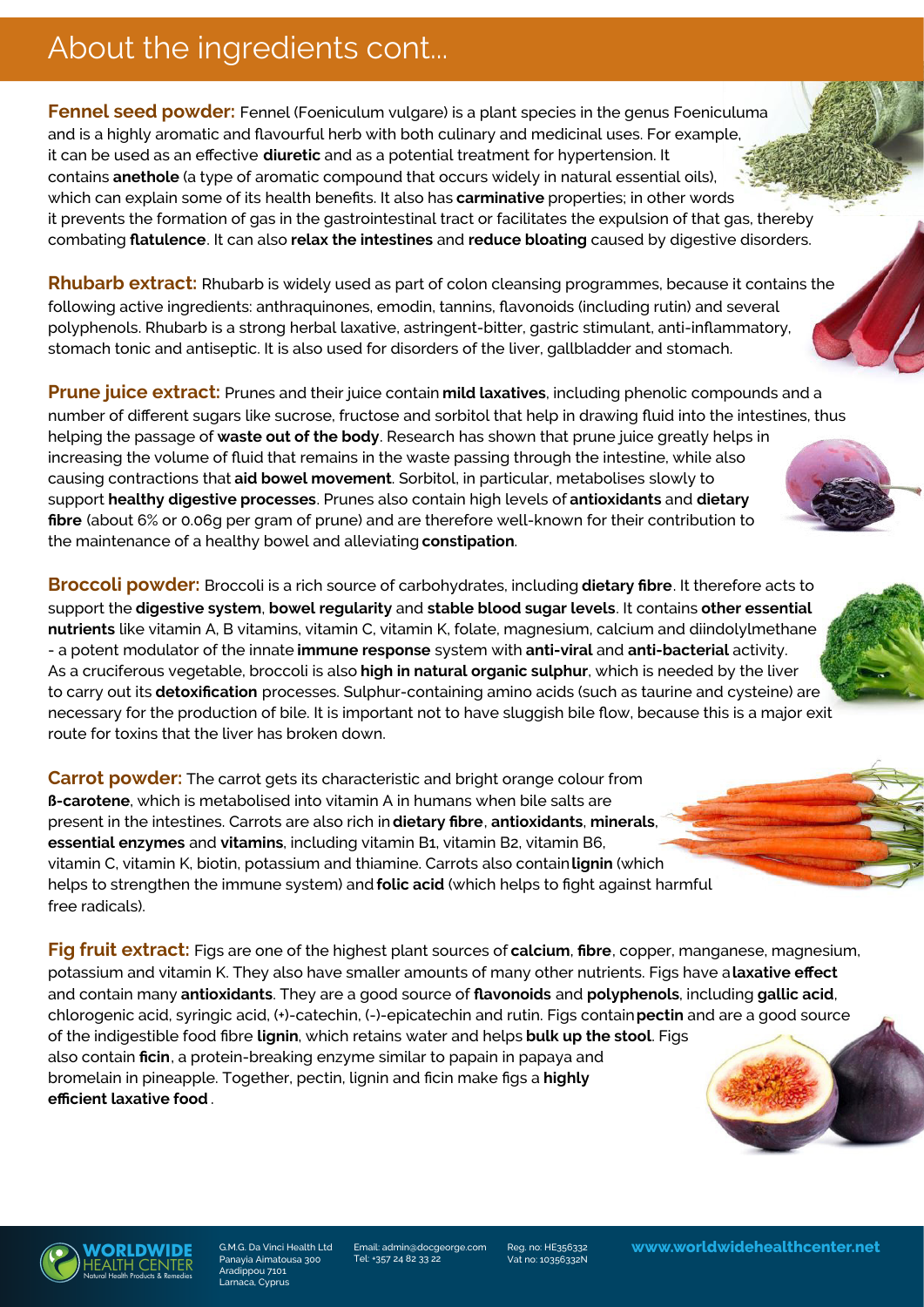# About the ingredients cont...

**Fennel seed powder:** Fennel (Foeniculum vulgare) is a plant species in the genus Foeniculuma and is a highly aromatic and flavourful herb with both culinary and medicinal uses. For example, it can be used as an effective **diuretic** and as a potential treatment for hypertension. It contains **anethole** (a type of aromatic compound that occurs widely in natural essential oils), which can explain some of its health benefits. It also has **carminative** properties; in other words it prevents the formation of gas in the gastrointestinal tract or facilitates the expulsion of that gas, thereby combating **flatulence**. It can also **relax the intestines** and **reduce bloating** caused by digestive disorders.

**Rhubarb extract:** Rhubarb is widely used as part of colon cleansing programmes, because it contains the following active ingredients: anthraquinones, emodin, tannins, flavonoids (including rutin) and several polyphenols. Rhubarb is a strong herbal laxative, astringent-bitter, gastric stimulant, anti-inflammatory, stomach tonic and antiseptic. It is also used for disorders of the liver, gallbladder and stomach.

**Prune juice extract:** Prunes and their juice contain **mild laxatives**, including phenolic compounds and a number of different sugars like sucrose, fructose and sorbitol that help in drawing fluid into the intestines, thus helping the passage of **waste out of the body**. Research has shown that prune juice greatly helps in increasing the volume of fluid that remains in the waste passing through the intestine, while also causing contractions that **aid bowel movement**. Sorbitol, in particular, metabolises slowly to support **healthy digestive processes**. Prunes also contain high levels of **antioxidants** and **dietary fibre** (about 6% or 0.06g per gram of prune) and are therefore well-known for their contribution to the maintenance of a healthy bowel and alleviating **constipation**.

**Broccoli powder:** Broccoli is a rich source of carbohydrates, including **dietary fibre**. It therefore acts to support the **digestive system**, **bowel regularity** and **stable blood sugar levels**. It contains **other essential nutrients** like vitamin A, B vitamins, vitamin C, vitamin K, folate, magnesium, calcium and diindolylmethane - a potent modulator of the innate **immune response** system with **anti-viral** and **anti-bacterial** activity. As a cruciferous vegetable, broccoli is also **high in natural organic sulphur**, which is needed by the liver to carry out its **detoxification** processes. Sulphur-containing amino acids (such as taurine and cysteine) are necessary for the production of bile. It is important not to have sluggish bile flow, because this is a major exit route for toxins that the liver has broken down.

**Carrot powder:** The carrot gets its characteristic and bright orange colour from **ß-carotene**, which is metabolised into vitamin A in humans when bile salts are present in the intestines. Carrots are also rich in **dietary fibre**, **antioxidants**, **minerals**, **essential enzymes** and **vitamins**, including vitamin B1, vitamin B2, vitamin B6, vitamin C, vitamin K, biotin, potassium and thiamine. Carrots also contain **lignin** (which helps to strengthen the immune system) and **folic acid** (which helps to fight against harmful free radicals).

**Fig fruit extract:** Figs are one of the highest plant sources of **calcium**, **fibre**, copper, manganese, magnesium, potassium and vitamin K. They also have smaller amounts of many other nutrients. Figs have a **laxative effect** and contain many **antioxidants**. They are a good source of **flavonoids** and **polyphenols**, including **gallic acid**, chlorogenic acid, syringic acid, (+)-catechin, (-)-epicatechin and rutin. Figs contain **pectin** and are a good source of the indigestible food fibre **lignin**, which retains water and helps **bulk up the stool**. Figs also contain **ficin**, a protein-breaking enzyme similar to papain in papaya and bromelain in pineapple. Together, pectin, lignin and ficin make figs a **highly efficient laxative food**.

WORLDWIDE HEALTH CENTER
Natural Health Products & Remedies

G.M.G. Da Vinci Health Ltd
Panayia Aimatousa 300
Aradippou 7101
Larnaca, Cyprus

Email: admin@docgeorge.com
Tel: +357 24 82 33 22

Reg. no: HE356332
Vat no: 10356332N

www.worldwidehealthcenter.net